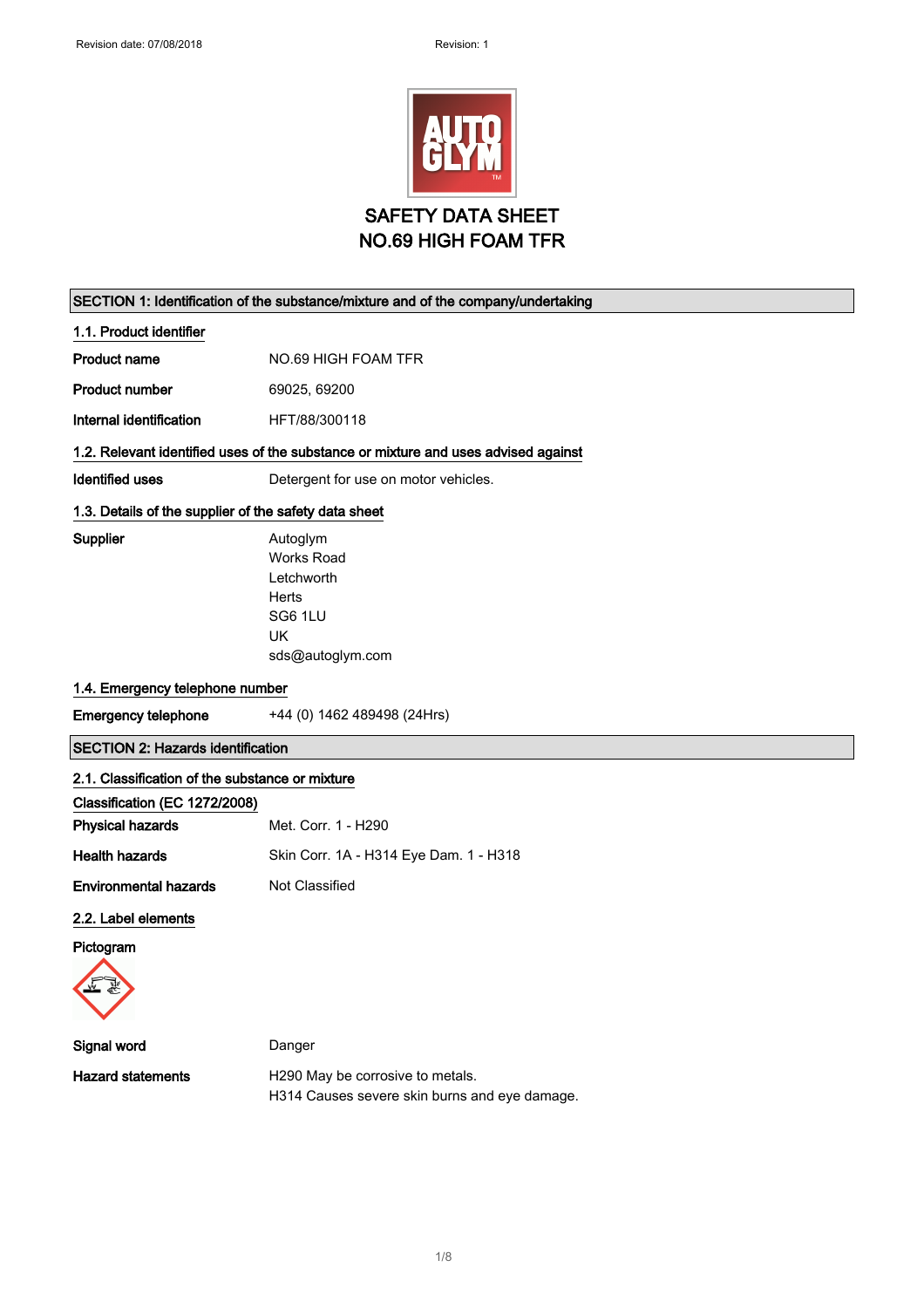Revision date: 07/08/2018 Revision: 1

# SAFETY DATA SHEET
# NO.69 HIGH FOAM TFR

## SECTION 1: Identification of the substance/mixture and of the company/undertaking

### 1.1. Product identifier

**Product name** NO.69 HIGH FOAM TFR

**Product number** 69025, 69200

**Internal identification** HFT/88/300118

### 1.2. Relevant identified uses of the substance or mixture and uses advised against

**Identified uses** Detergent for use on motor vehicles.

### 1.3. Details of the supplier of the safety data sheet

**Supplier**
Autoglym
Works Road
Letchworth
Herts
SG6 1LU
UK
sds@autoglym.com

### 1.4. Emergency telephone number

**Emergency telephone** +44 (0) 1462 489498 (24Hrs)

## SECTION 2: Hazards identification

### 2.1. Classification of the substance or mixture

**Classification (EC 1272/2008)**

**Physical hazards** Met. Corr. 1 - H290

**Health hazards** Skin Corr. 1A - H314 Eye Dam. 1 - H318

**Environmental hazards** Not Classified

### 2.2. Label elements

**Pictogram**

**Signal word** Danger

**Hazard statements**
H290 May be corrosive to metals.
H314 Causes severe skin burns and eye damage.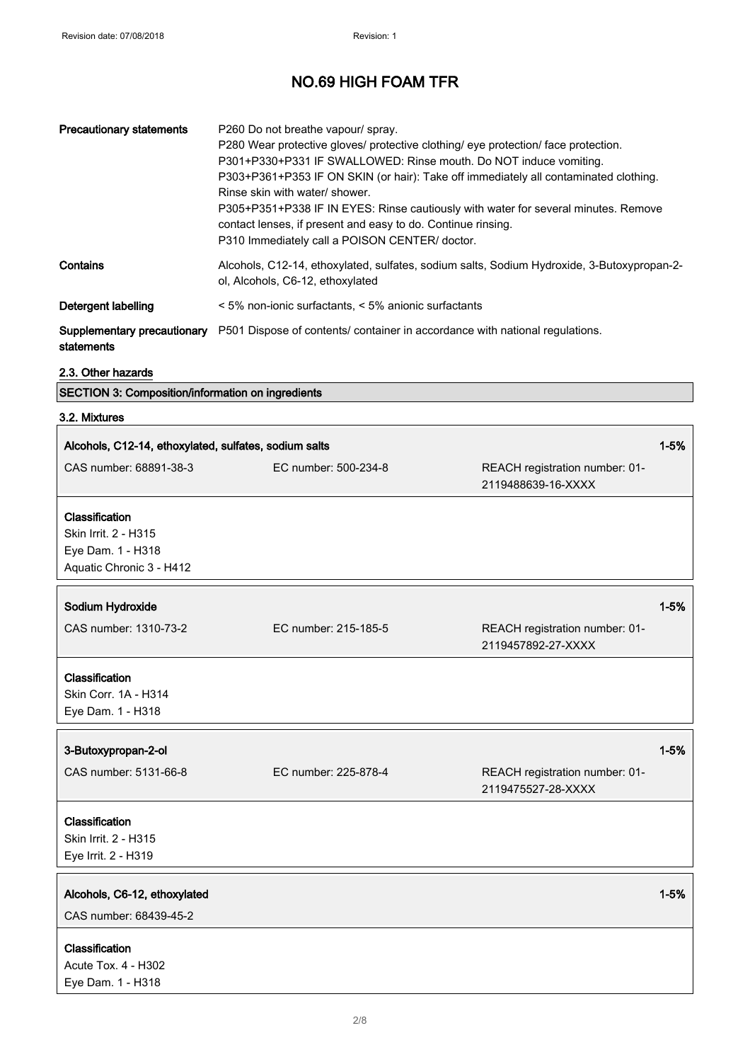| | |
|---|---|
| **Precautionary statements** | P260 Do not breathe vapour/ spray.<br>P280 Wear protective gloves/ protective clothing/ eye protection/ face protection.<br>P301+P330+P331 IF SWALLOWED: Rinse mouth. Do NOT induce vomiting.<br>P303+P361+P353 IF ON SKIN (or hair): Take off immediately all contaminated clothing. Rinse skin with water/ shower.<br>P305+P351+P338 IF IN EYES: Rinse cautiously with water for several minutes. Remove contact lenses, if present and easy to do. Continue rinsing.<br>P310 Immediately call a POISON CENTER/ doctor. |
| **Contains** | Alcohols, C12-14, ethoxylated, sulfates, sodium salts, Sodium Hydroxide, 3-Butoxypropan-2-ol, Alcohols, C6-12, ethoxylated |
| **Detergent labelling** | < 5% non-ionic surfactants, < 5% anionic surfactants |
| **Supplementary precautionary statements** | P501 Dispose of contents/ container in accordance with national regulations. |

### 2.3. Other hazards

## SECTION 3: Composition/information on ingredients

### 3.2. Mixtures

**Alcohols, C12-14, ethoxylated, sulfates, sodium salts** — 1-5%

CAS number: 68891-38-3 | EC number: 500-234-8 | REACH registration number: 01-2119488639-16-XXXX

**Classification**
Skin Irrit. 2 - H315
Eye Dam. 1 - H318
Aquatic Chronic 3 - H412

**Sodium Hydroxide** — 1-5%

CAS number: 1310-73-2 | EC number: 215-185-5 | REACH registration number: 01-2119457892-27-XXXX

**Classification**
Skin Corr. 1A - H314
Eye Dam. 1 - H318

**3-Butoxypropan-2-ol** — 1-5%

CAS number: 5131-66-8 | EC number: 225-878-4 | REACH registration number: 01-2119475527-28-XXXX

**Classification**
Skin Irrit. 2 - H315
Eye Irrit. 2 - H319

**Alcohols, C6-12, ethoxylated** — 1-5%

CAS number: 68439-45-2

**Classification**
Acute Tox. 4 - H302
Eye Dam. 1 - H318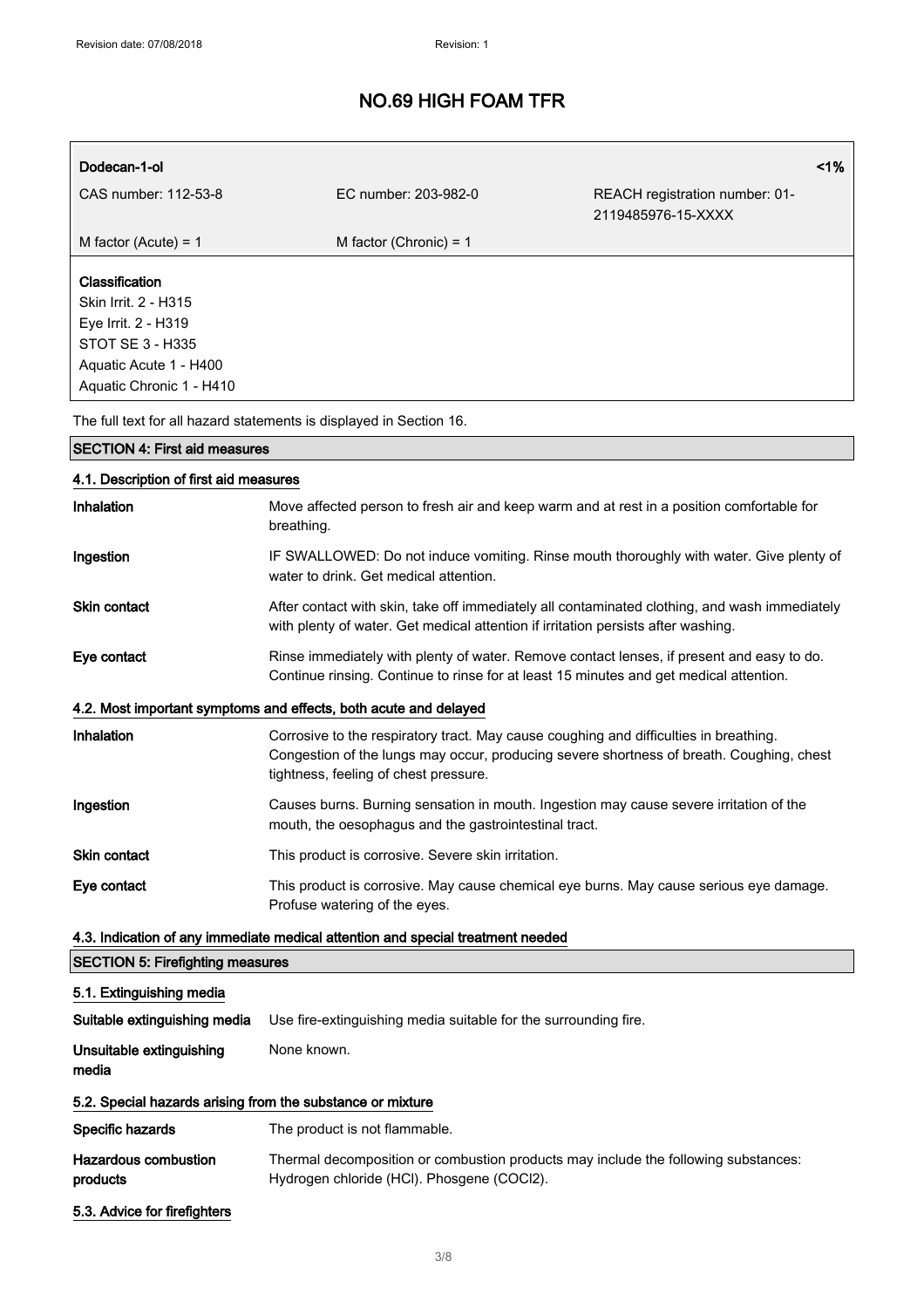| Dodecan-1-ol | | <1% |
|---|---|---|
| CAS number: 112-53-8 | EC number: 203-982-0 | REACH registration number: 01-2119485976-15-XXXX |
| M factor (Acute) = 1 | M factor (Chronic) = 1 | |

**Classification**
Skin Irrit. 2 - H315
Eye Irrit. 2 - H319
STOT SE 3 - H335
Aquatic Acute 1 - H400
Aquatic Chronic 1 - H410

The full text for all hazard statements is displayed in Section 16.

## SECTION 4: First aid measures

### 4.1. Description of first aid measures

| | |
|---|---|
| **Inhalation** | Move affected person to fresh air and keep warm and at rest in a position comfortable for breathing. |
| **Ingestion** | IF SWALLOWED: Do not induce vomiting. Rinse mouth thoroughly with water. Give plenty of water to drink. Get medical attention. |
| **Skin contact** | After contact with skin, take off immediately all contaminated clothing, and wash immediately with plenty of water. Get medical attention if irritation persists after washing. |
| **Eye contact** | Rinse immediately with plenty of water. Remove contact lenses, if present and easy to do. Continue rinsing. Continue to rinse for at least 15 minutes and get medical attention. |

### 4.2. Most important symptoms and effects, both acute and delayed

| | |
|---|---|
| **Inhalation** | Corrosive to the respiratory tract. May cause coughing and difficulties in breathing. Congestion of the lungs may occur, producing severe shortness of breath. Coughing, chest tightness, feeling of chest pressure. |
| **Ingestion** | Causes burns. Burning sensation in mouth. Ingestion may cause severe irritation of the mouth, the oesophagus and the gastrointestinal tract. |
| **Skin contact** | This product is corrosive. Severe skin irritation. |
| **Eye contact** | This product is corrosive. May cause chemical eye burns. May cause serious eye damage. Profuse watering of the eyes. |

### 4.3. Indication of any immediate medical attention and special treatment needed

## SECTION 5: Firefighting measures

### 5.1. Extinguishing media

| | |
|---|---|
| **Suitable extinguishing media** | Use fire-extinguishing media suitable for the surrounding fire. |
| **Unsuitable extinguishing media** | None known. |

### 5.2. Special hazards arising from the substance or mixture

| | |
|---|---|
| **Specific hazards** | The product is not flammable. |
| **Hazardous combustion products** | Thermal decomposition or combustion products may include the following substances: Hydrogen chloride (HCl). Phosgene ($COCl_2$). |

### 5.3. Advice for firefighters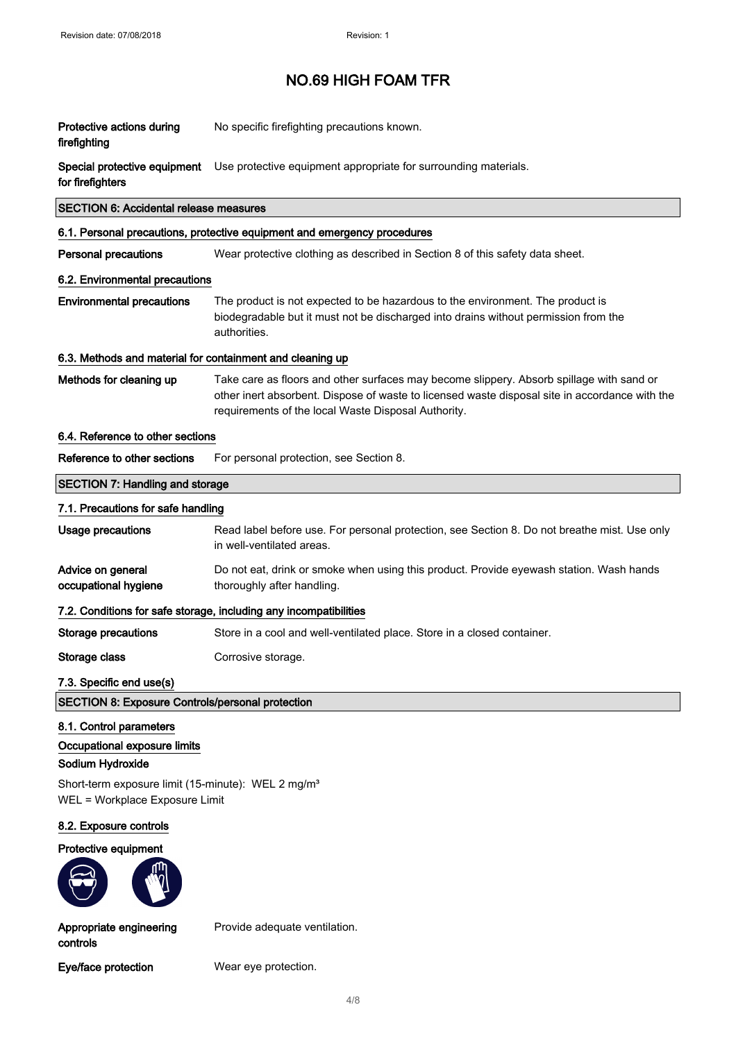# NO.69 HIGH FOAM TFR

| | |
|---|---|
| **Protective actions during firefighting** | No specific firefighting precautions known. |
| **Special protective equipment for firefighters** | Use protective equipment appropriate for surrounding materials. |

## SECTION 6: Accidental release measures

### 6.1. Personal precautions, protective equipment and emergency procedures

| | |
|---|---|
| **Personal precautions** | Wear protective clothing as described in Section 8 of this safety data sheet. |

### 6.2. Environmental precautions

| | |
|---|---|
| **Environmental precautions** | The product is not expected to be hazardous to the environment. The product is biodegradable but it must not be discharged into drains without permission from the authorities. |

### 6.3. Methods and material for containment and cleaning up

| | |
|---|---|
| **Methods for cleaning up** | Take care as floors and other surfaces may become slippery. Absorb spillage with sand or other inert absorbent. Dispose of waste to licensed waste disposal site in accordance with the requirements of the local Waste Disposal Authority. |

### 6.4. Reference to other sections

| | |
|---|---|
| **Reference to other sections** | For personal protection, see Section 8. |

## SECTION 7: Handling and storage

### 7.1. Precautions for safe handling

| | |
|---|---|
| **Usage precautions** | Read label before use. For personal protection, see Section 8. Do not breathe mist. Use only in well-ventilated areas. |
| **Advice on general occupational hygiene** | Do not eat, drink or smoke when using this product. Provide eyewash station. Wash hands thoroughly after handling. |

### 7.2. Conditions for safe storage, including any incompatibilities

| | |
|---|---|
| **Storage precautions** | Store in a cool and well-ventilated place. Store in a closed container. |
| **Storage class** | Corrosive storage. |

### 7.3. Specific end use(s)

## SECTION 8: Exposure Controls/personal protection

### 8.1. Control parameters

**Occupational exposure limits**

**Sodium Hydroxide**

Short-term exposure limit (15-minute): WEL 2 mg/m³

WEL = Workplace Exposure Limit

### 8.2. Exposure controls

**Protective equipment**

| | |
|---|---|
| **Appropriate engineering controls** | Provide adequate ventilation. |
| **Eye/face protection** | Wear eye protection. |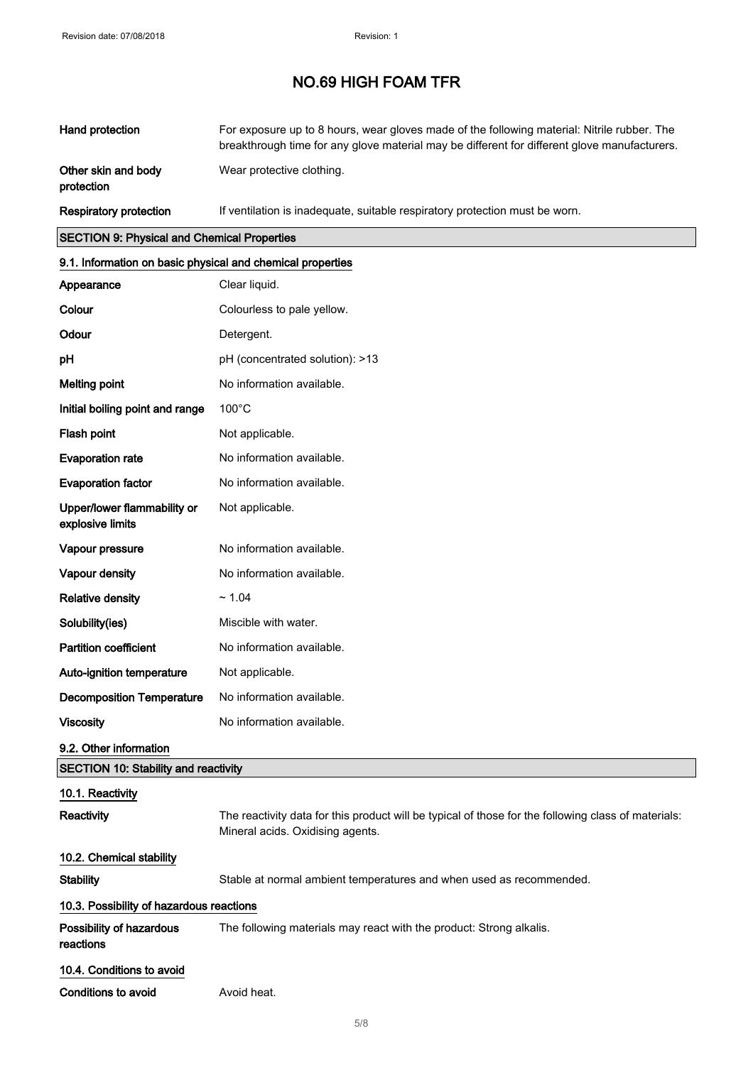| | |
|---|---|
| **Hand protection** | For exposure up to 8 hours, wear gloves made of the following material: Nitrile rubber. The breakthrough time for any glove material may be different for different glove manufacturers. |
| **Other skin and body protection** | Wear protective clothing. |
| **Respiratory protection** | If ventilation is inadequate, suitable respiratory protection must be worn. |

## SECTION 9: Physical and Chemical Properties

### 9.1. Information on basic physical and chemical properties

| | |
|---|---|
| **Appearance** | Clear liquid. |
| **Colour** | Colourless to pale yellow. |
| **Odour** | Detergent. |
| **pH** | pH (concentrated solution): >13 |
| **Melting point** | No information available. |
| **Initial boiling point and range** | 100°C |
| **Flash point** | Not applicable. |
| **Evaporation rate** | No information available. |
| **Evaporation factor** | No information available. |
| **Upper/lower flammability or explosive limits** | Not applicable. |
| **Vapour pressure** | No information available. |
| **Vapour density** | No information available. |
| **Relative density** | ~ 1.04 |
| **Solubility(ies)** | Miscible with water. |
| **Partition coefficient** | No information available. |
| **Auto-ignition temperature** | Not applicable. |
| **Decomposition Temperature** | No information available. |
| **Viscosity** | No information available. |

### 9.2. Other information

## SECTION 10: Stability and reactivity

### 10.1. Reactivity

| | |
|---|---|
| **Reactivity** | The reactivity data for this product will be typical of those for the following class of materials: Mineral acids. Oxidising agents. |

### 10.2. Chemical stability

| | |
|---|---|
| **Stability** | Stable at normal ambient temperatures and when used as recommended. |

### 10.3. Possibility of hazardous reactions

| | |
|---|---|
| **Possibility of hazardous reactions** | The following materials may react with the product: Strong alkalis. |

### 10.4. Conditions to avoid

| | |
|---|---|
| **Conditions to avoid** | Avoid heat. |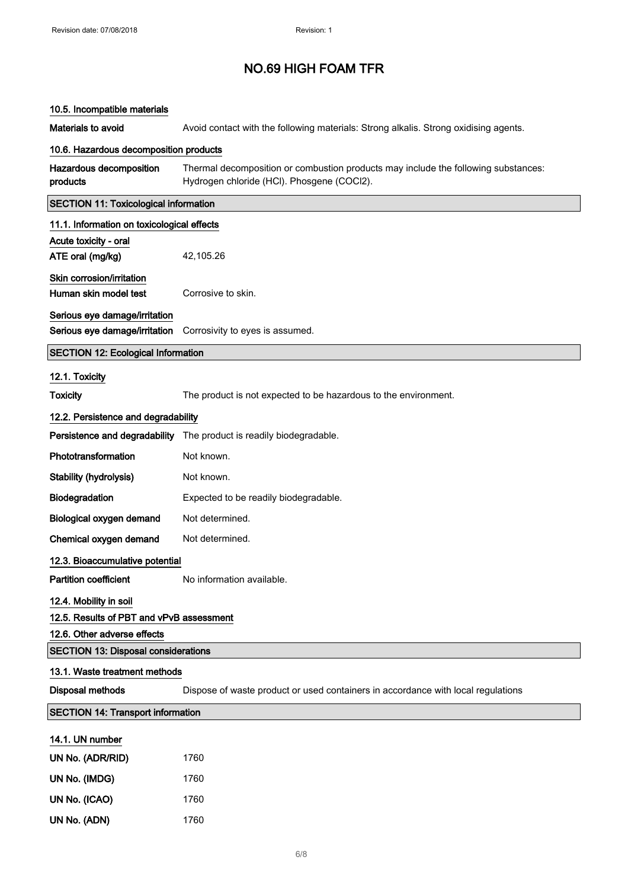# NO.69 HIGH FOAM TFR

### 10.5. Incompatible materials

| | |
|---|---|
| **Materials to avoid** | Avoid contact with the following materials: Strong alkalis. Strong oxidising agents. |

### 10.6. Hazardous decomposition products

| | |
|---|---|
| **Hazardous decomposition products** | Thermal decomposition or combustion products may include the following substances: Hydrogen chloride (HCl). Phosgene (COCl2). |

## SECTION 11: Toxicological information

### 11.1. Information on toxicological effects

**Acute toxicity - oral**

| | |
|---|---|
| **ATE oral (mg/kg)** | 42,105.26 |

**Skin corrosion/irritation**

| | |
|---|---|
| **Human skin model test** | Corrosive to skin. |

**Serious eye damage/irritation**

| | |
|---|---|
| **Serious eye damage/irritation** | Corrosivity to eyes is assumed. |

## SECTION 12: Ecological Information

### 12.1. Toxicity

| | |
|---|---|
| **Toxicity** | The product is not expected to be hazardous to the environment. |

### 12.2. Persistence and degradability

| | |
|---|---|
| **Persistence and degradability** | The product is readily biodegradable. |
| **Phototransformation** | Not known. |
| **Stability (hydrolysis)** | Not known. |
| **Biodegradation** | Expected to be readily biodegradable. |
| **Biological oxygen demand** | Not determined. |
| **Chemical oxygen demand** | Not determined. |

### 12.3. Bioaccumulative potential

| | |
|---|---|
| **Partition coefficient** | No information available. |

### 12.4. Mobility in soil

### 12.5. Results of PBT and vPvB assessment

### 12.6. Other adverse effects

## SECTION 13: Disposal considerations

### 13.1. Waste treatment methods

| | |
|---|---|
| **Disposal methods** | Dispose of waste product or used containers in accordance with local regulations |

## SECTION 14: Transport information

### 14.1. UN number

| | |
|---|---|
| **UN No. (ADR/RID)** | 1760 |
| **UN No. (IMDG)** | 1760 |
| **UN No. (ICAO)** | 1760 |
| **UN No. (ADN)** | 1760 |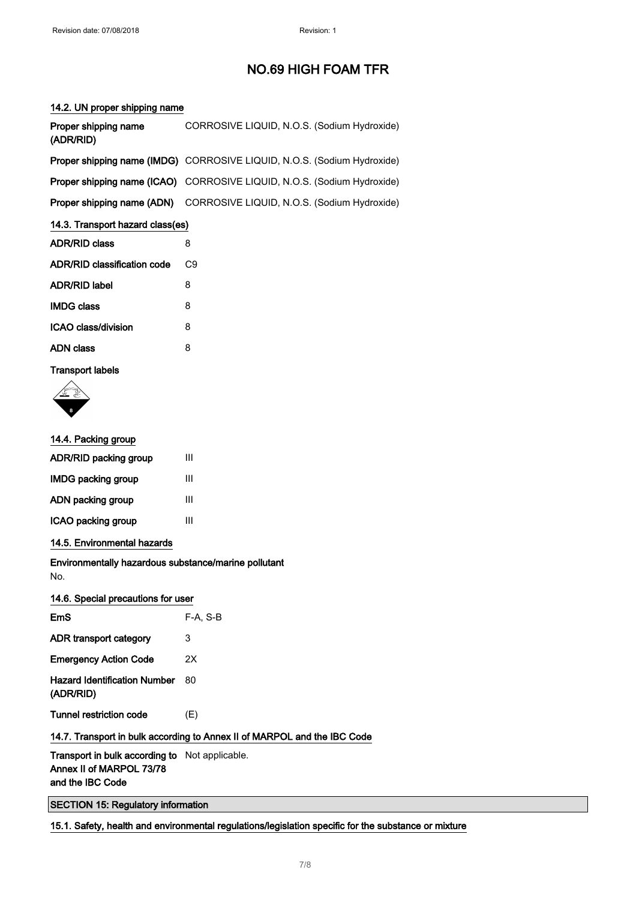# NO.69 HIGH FOAM TFR

## 14.2. UN proper shipping name

| | |
|---|---|
| **Proper shipping name (ADR/RID)** | CORROSIVE LIQUID, N.O.S. (Sodium Hydroxide) |
| **Proper shipping name (IMDG)** | CORROSIVE LIQUID, N.O.S. (Sodium Hydroxide) |
| **Proper shipping name (ICAO)** | CORROSIVE LIQUID, N.O.S. (Sodium Hydroxide) |
| **Proper shipping name (ADN)** | CORROSIVE LIQUID, N.O.S. (Sodium Hydroxide) |

## 14.3. Transport hazard class(es)

| | |
|---|---|
| **ADR/RID class** | 8 |
| **ADR/RID classification code** | C9 |
| **ADR/RID label** | 8 |
| **IMDG class** | 8 |
| **ICAO class/division** | 8 |
| **ADN class** | 8 |

**Transport labels**

## 14.4. Packing group

| | |
|---|---|
| **ADR/RID packing group** | III |
| **IMDG packing group** | III |
| **ADN packing group** | III |
| **ICAO packing group** | III |

## 14.5. Environmental hazards

**Environmentally hazardous substance/marine pollutant**

No.

## 14.6. Special precautions for user

| | |
|---|---|
| **EmS** | F-A, S-B |
| **ADR transport category** | 3 |
| **Emergency Action Code** | 2X |
| **Hazard Identification Number (ADR/RID)** | 80 |
| **Tunnel restriction code** | (E) |

## 14.7. Transport in bulk according to Annex II of MARPOL and the IBC Code

| | |
|---|---|
| **Transport in bulk according to Annex II of MARPOL 73/78 and the IBC Code** | Not applicable. |

# SECTION 15: Regulatory information

## 15.1. Safety, health and environmental regulations/legislation specific for the substance or mixture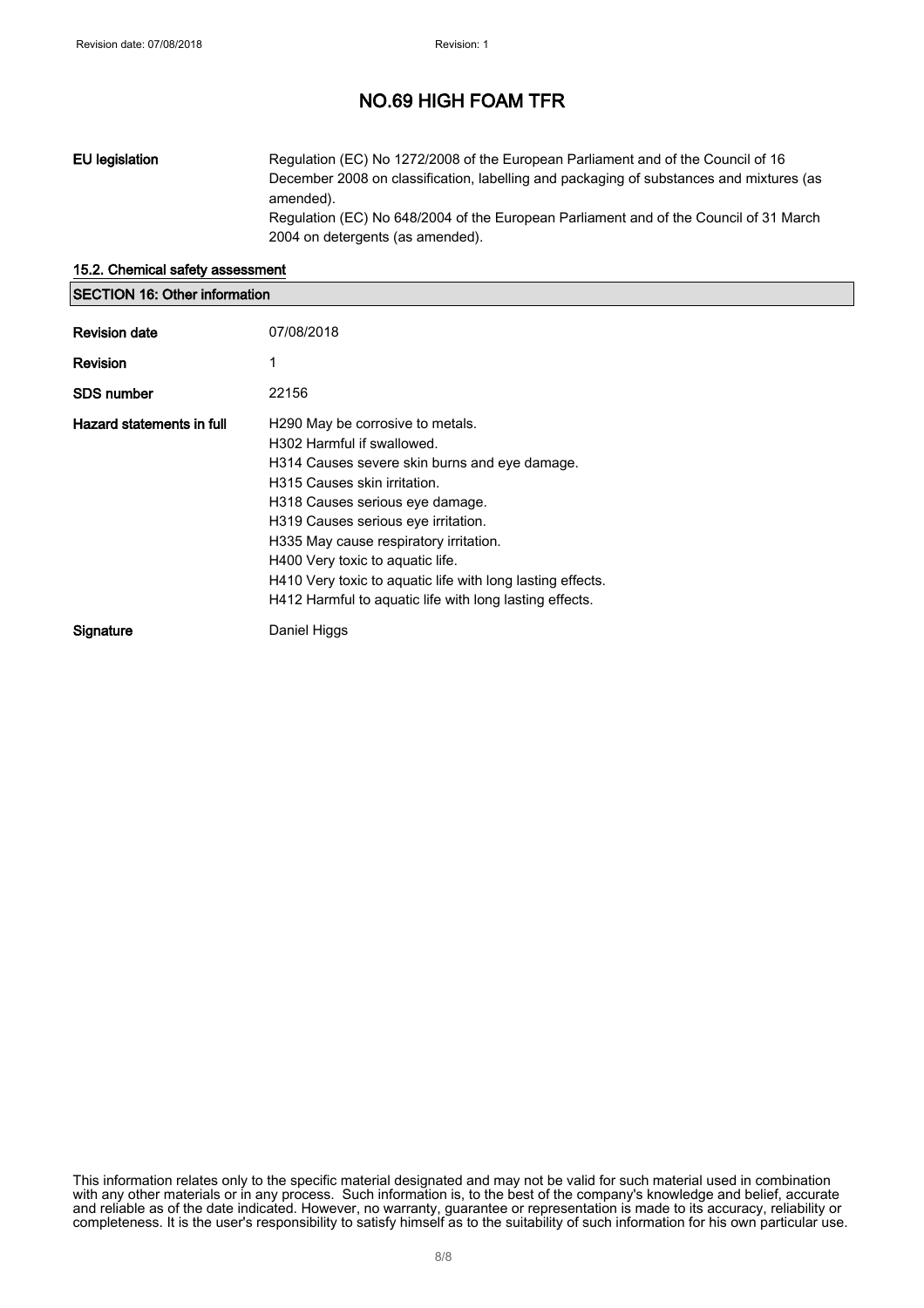# NO.69 HIGH FOAM TFR

| | |
|---|---|
| **EU legislation** | Regulation (EC) No 1272/2008 of the European Parliament and of the Council of 16 December 2008 on classification, labelling and packaging of substances and mixtures (as amended). Regulation (EC) No 648/2004 of the European Parliament and of the Council of 31 March 2004 on detergents (as amended). |

### 15.2. Chemical safety assessment

## SECTION 16: Other information

| | |
|---|---|
| **Revision date** | 07/08/2018 |
| **Revision** | 1 |
| **SDS number** | 22156 |
| **Hazard statements in full** | H290 May be corrosive to metals.<br>H302 Harmful if swallowed.<br>H314 Causes severe skin burns and eye damage.<br>H315 Causes skin irritation.<br>H318 Causes serious eye damage.<br>H319 Causes serious eye irritation.<br>H335 May cause respiratory irritation.<br>H400 Very toxic to aquatic life.<br>H410 Very toxic to aquatic life with long lasting effects.<br>H412 Harmful to aquatic life with long lasting effects. |
| **Signature** | Daniel Higgs |

This information relates only to the specific material designated and may not be valid for such material used in combination with any other materials or in any process. Such information is, to the best of the company's knowledge and belief, accurate and reliable as of the date indicated. However, no warranty, guarantee or representation is made to its accuracy, reliability or completeness. It is the user's responsibility to satisfy himself as to the suitability of such information for his own particular use.